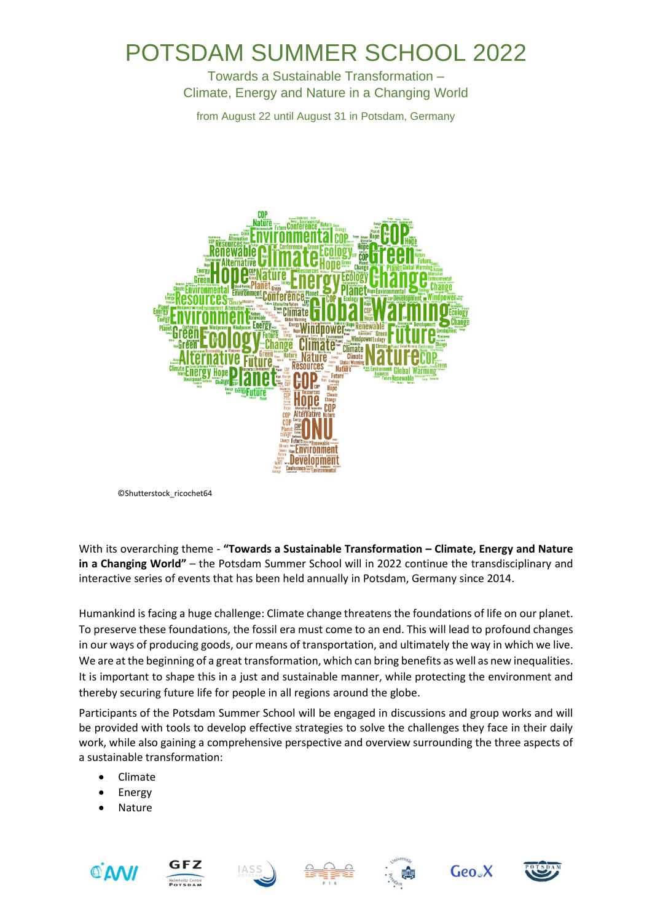# POTSDAM SUMMER SCHOOL 2022

Towards a Sustainable Transformation –
Climate, Energy and Nature in a Changing World

from August 22 until August 31 in Potsdam, Germany

©Shutterstock_ricochet64

With its overarching theme - **"Towards a Sustainable Transformation – Climate, Energy and Nature in a Changing World"** – the Potsdam Summer School will in 2022 continue the transdisciplinary and interactive series of events that has been held annually in Potsdam, Germany since 2014.

Humankind is facing a huge challenge: Climate change threatens the foundations of life on our planet. To preserve these foundations, the fossil era must come to an end. This will lead to profound changes in our ways of producing goods, our means of transportation, and ultimately the way in which we live. We are at the beginning of a great transformation, which can bring benefits as well as new inequalities. It is important to shape this in a just and sustainable manner, while protecting the environment and thereby securing future life for people in all regions around the globe.

Participants of the Potsdam Summer School will be engaged in discussions and group works and will be provided with tools to develop effective strategies to solve the challenges they face in their daily work, while also gaining a comprehensive perspective and overview surrounding the three aspects of a sustainable transformation:

- Climate
- Energy
- Nature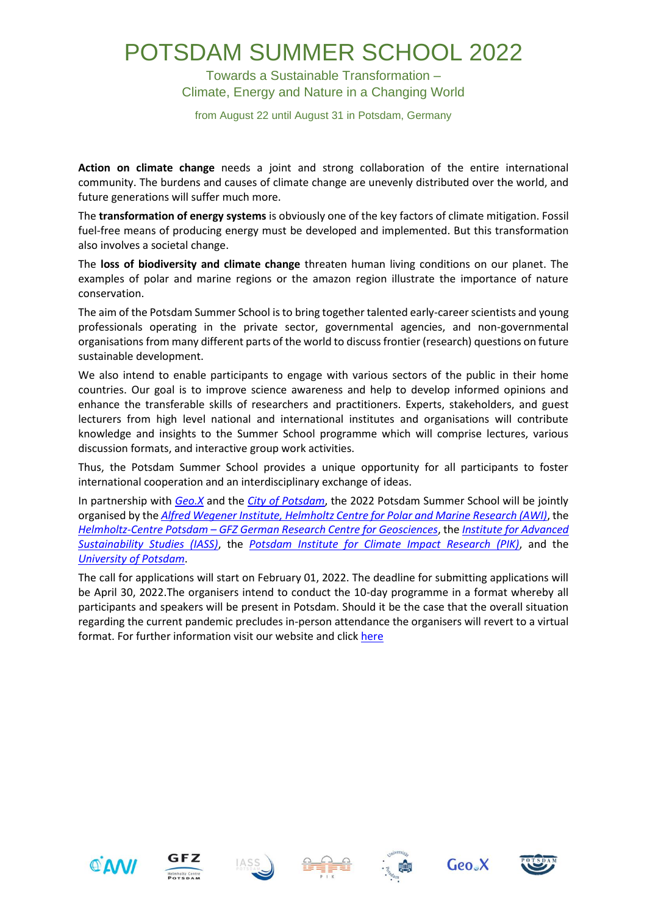# POTSDAM SUMMER SCHOOL 2022

Towards a Sustainable Transformation –
Climate, Energy and Nature in a Changing World

from August 22 until August 31 in Potsdam, Germany

**Action on climate change** needs a joint and strong collaboration of the entire international community. The burdens and causes of climate change are unevenly distributed over the world, and future generations will suffer much more.

The **transformation of energy systems** is obviously one of the key factors of climate mitigation. Fossil fuel-free means of producing energy must be developed and implemented. But this transformation also involves a societal change.

The **loss of biodiversity and climate change** threaten human living conditions on our planet. The examples of polar and marine regions or the amazon region illustrate the importance of nature conservation.

The aim of the Potsdam Summer School is to bring together talented early-career scientists and young professionals operating in the private sector, governmental agencies, and non-governmental organisations from many different parts of the world to discuss frontier (research) questions on future sustainable development.

We also intend to enable participants to engage with various sectors of the public in their home countries. Our goal is to improve science awareness and help to develop informed opinions and enhance the transferable skills of researchers and practitioners. Experts, stakeholders, and guest lecturers from high level national and international institutes and organisations will contribute knowledge and insights to the Summer School programme which will comprise lectures, various discussion formats, and interactive group work activities.

Thus, the Potsdam Summer School provides a unique opportunity for all participants to foster international cooperation and an interdisciplinary exchange of ideas.

In partnership with *Geo.X* and the *City of Potsdam*, the 2022 Potsdam Summer School will be jointly organised by the *Alfred Wegener Institute, Helmholtz Centre for Polar and Marine Research (AWI)*, the *Helmholtz-Centre Potsdam – GFZ German Research Centre for Geosciences*, the *Institute for Advanced Sustainability Studies (IASS)*, the *Potsdam Institute for Climate Impact Research (PIK)*, and the *University of Potsdam*.

The call for applications will start on February 01, 2022. The deadline for submitting applications will be April 30, 2022.The organisers intend to conduct the 10-day programme in a format whereby all participants and speakers will be present in Potsdam. Should it be the case that the overall situation regarding the current pandemic precludes in-person attendance the organisers will revert to a virtual format. For further information visit our website and click here